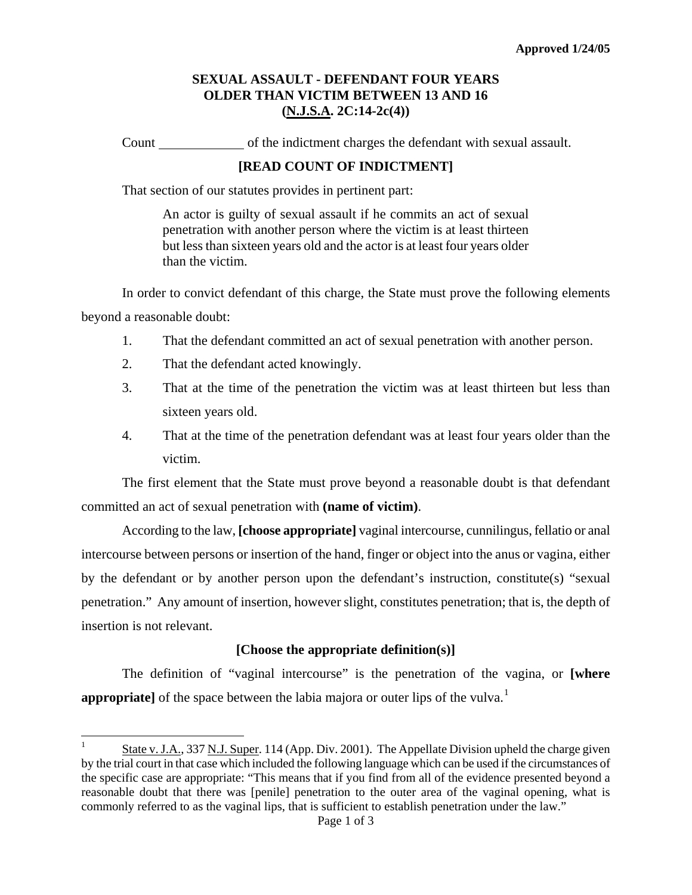**Approved 1/24/05**

# SEXUAL ASSAULT - DEFENDANT FOUR YEARS OLDER THAN VICTIM BETWEEN 13 AND 16 (N.J.S.A. 2C:14-2c(4))

Count \_\_\_\_\_\_\_\_\_\_\_\_ of the indictment charges the defendant with sexual assault.

**[READ COUNT OF INDICTMENT]**

That section of our statutes provides in pertinent part:

> An actor is guilty of sexual assault if he commits an act of sexual penetration with another person where the victim is at least thirteen but less than sixteen years old and the actor is at least four years older than the victim.

In order to convict defendant of this charge, the State must prove the following elements beyond a reasonable doubt:

1. That the defendant committed an act of sexual penetration with another person.
2. That the defendant acted knowingly.
3. That at the time of the penetration the victim was at least thirteen but less than sixteen years old.
4. That at the time of the penetration defendant was at least four years older than the victim.

The first element that the State must prove beyond a reasonable doubt is that defendant committed an act of sexual penetration with **(name of victim)**.

According to the law, **[choose appropriate]** vaginal intercourse, cunnilingus, fellatio or anal intercourse between persons or insertion of the hand, finger or object into the anus or vagina, either by the defendant or by another person upon the defendant's instruction, constitute(s) "sexual penetration." Any amount of insertion, however slight, constitutes penetration; that is, the depth of insertion is not relevant.

**[Choose the appropriate definition(s)]**

The definition of "vaginal intercourse" is the penetration of the vagina, or **[where appropriate]** of the space between the labia majora or outer lips of the vulva.[1]

---

[1] State v. J.A., 337 N.J. Super. 114 (App. Div. 2001). The Appellate Division upheld the charge given by the trial court in that case which included the following language which can be used if the circumstances of the specific case are appropriate: "This means that if you find from all of the evidence presented beyond a reasonable doubt that there was [penile] penetration to the outer area of the vaginal opening, what is commonly referred to as the vaginal lips, that is sufficient to establish penetration under the law."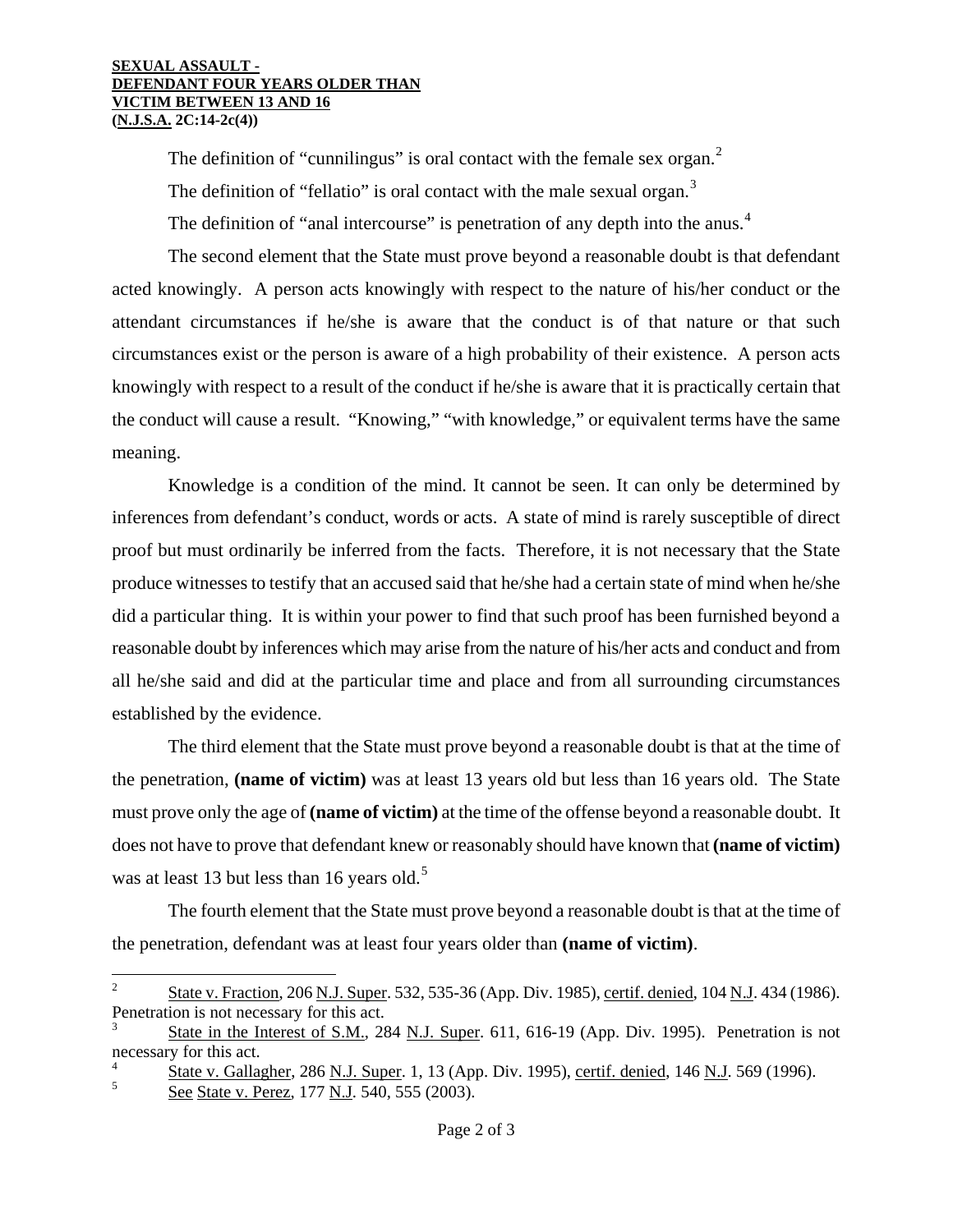**SEXUAL ASSAULT - DEFENDANT FOUR YEARS OLDER THAN VICTIM BETWEEN 13 AND 16 (N.J.S.A. 2C:14-2c(4))**

The definition of "cunnilingus" is oral contact with the female sex organ.[2]

The definition of "fellatio" is oral contact with the male sexual organ.[3]

The definition of "anal intercourse" is penetration of any depth into the anus.[4]

The second element that the State must prove beyond a reasonable doubt is that defendant acted knowingly. A person acts knowingly with respect to the nature of his/her conduct or the attendant circumstances if he/she is aware that the conduct is of that nature or that such circumstances exist or the person is aware of a high probability of their existence. A person acts knowingly with respect to a result of the conduct if he/she is aware that it is practically certain that the conduct will cause a result. "Knowing," "with knowledge," or equivalent terms have the same meaning.

Knowledge is a condition of the mind. It cannot be seen. It can only be determined by inferences from defendant's conduct, words or acts. A state of mind is rarely susceptible of direct proof but must ordinarily be inferred from the facts. Therefore, it is not necessary that the State produce witnesses to testify that an accused said that he/she had a certain state of mind when he/she did a particular thing. It is within your power to find that such proof has been furnished beyond a reasonable doubt by inferences which may arise from the nature of his/her acts and conduct and from all he/she said and did at the particular time and place and from all surrounding circumstances established by the evidence.

The third element that the State must prove beyond a reasonable doubt is that at the time of the penetration, **(name of victim)** was at least 13 years old but less than 16 years old. The State must prove only the age of **(name of victim)** at the time of the offense beyond a reasonable doubt. It does not have to prove that defendant knew or reasonably should have known that **(name of victim)** was at least 13 but less than 16 years old.[5]

The fourth element that the State must prove beyond a reasonable doubt is that at the time of the penetration, defendant was at least four years older than **(name of victim)**.

---

[2] State v. Fraction, 206 N.J. Super. 532, 535-36 (App. Div. 1985), certif. denied, 104 N.J. 434 (1986). Penetration is not necessary for this act.

[3] State in the Interest of S.M., 284 N.J. Super. 611, 616-19 (App. Div. 1995). Penetration is not necessary for this act.

[4] State v. Gallagher, 286 N.J. Super. 1, 13 (App. Div. 1995), certif. denied, 146 N.J. 569 (1996).

[5] See State v. Perez, 177 N.J. 540, 555 (2003).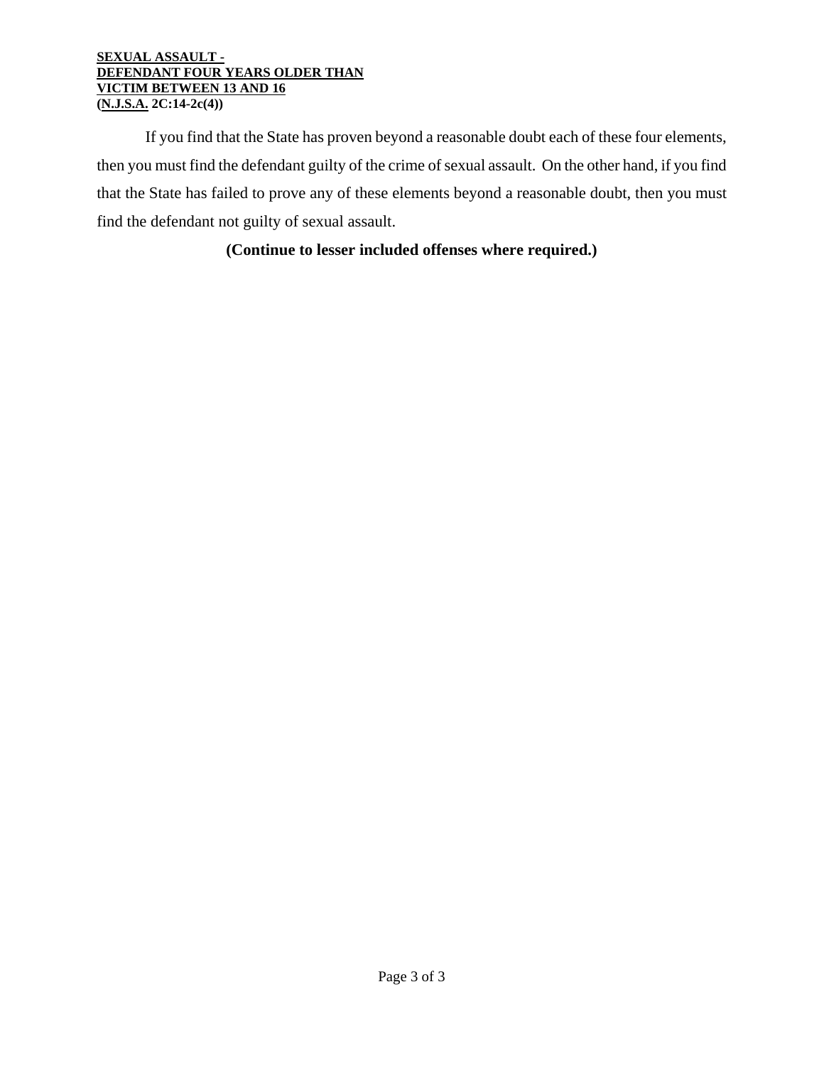If you find that the State has proven beyond a reasonable doubt each of these four elements, then you must find the defendant guilty of the crime of sexual assault. On the other hand, if you find that the State has failed to prove any of these elements beyond a reasonable doubt, then you must find the defendant not guilty of sexual assault.

**(Continue to lesser included offenses where required.)**